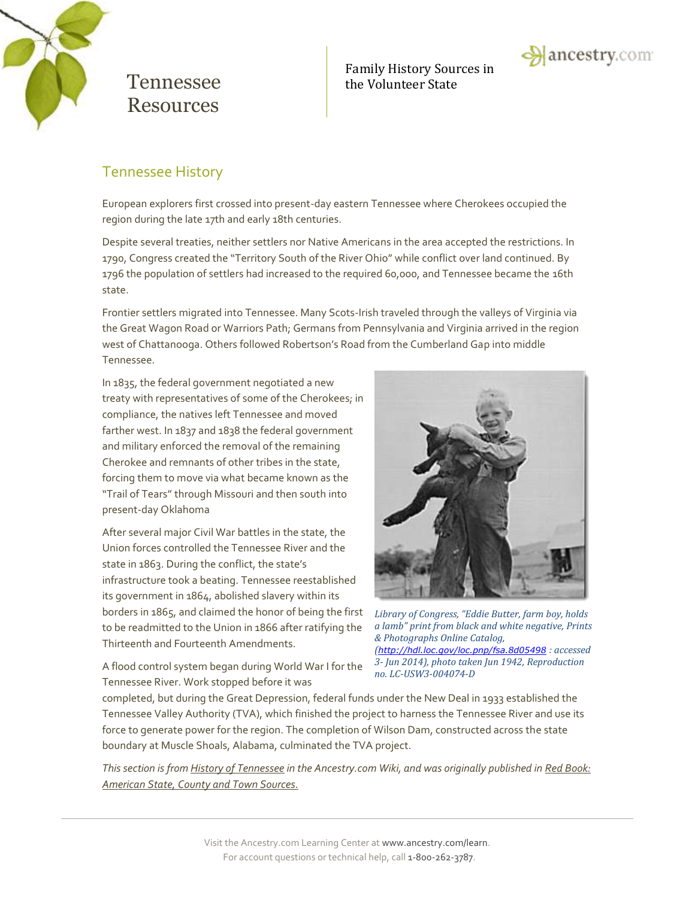# Tennessee Resources

Family History Sources in the Volunteer State

## Tennessee History

European explorers first crossed into present-day eastern Tennessee where Cherokees occupied the region during the late 17th and early 18th centuries.

Despite several treaties, neither settlers nor Native Americans in the area accepted the restrictions. In 1790, Congress created the "Territory South of the River Ohio" while conflict over land continued. By 1796 the population of settlers had increased to the required 60,000, and Tennessee became the 16th state.

Frontier settlers migrated into Tennessee. Many Scots-Irish traveled through the valleys of Virginia via the Great Wagon Road or Warriors Path; Germans from Pennsylvania and Virginia arrived in the region west of Chattanooga. Others followed Robertson's Road from the Cumberland Gap into middle Tennessee.

In 1835, the federal government negotiated a new treaty with representatives of some of the Cherokees; in compliance, the natives left Tennessee and moved farther west. In 1837 and 1838 the federal government and military enforced the removal of the remaining Cherokee and remnants of other tribes in the state, forcing them to move via what became known as the "Trail of Tears" through Missouri and then south into present-day Oklahoma

After several major Civil War battles in the state, the Union forces controlled the Tennessee River and the state in 1863. During the conflict, the state's infrastructure took a beating. Tennessee reestablished its government in 1864, abolished slavery within its borders in 1865, and claimed the honor of being the first to be readmitted to the Union in 1866 after ratifying the Thirteenth and Fourteenth Amendments.

*Library of Congress, "Eddie Butter, farm boy, holds a lamb" print from black and white negative, Prints & Photographs Online Catalog, (http://hdl.loc.gov/loc.pnp/fsa.8d05498 : accessed 3- Jun 2014), photo taken Jun 1942, Reproduction no. LC-USW3-004074-D*

A flood control system began during World War I for the Tennessee River. Work stopped before it was completed, but during the Great Depression, federal funds under the New Deal in 1933 established the Tennessee Valley Authority (TVA), which finished the project to harness the Tennessee River and use its force to generate power for the region. The completion of Wilson Dam, constructed across the state boundary at Muscle Shoals, Alabama, culminated the TVA project.

*This section is from History of Tennessee in the Ancestry.com Wiki, and was originally published in Red Book: American State, County and Town Sources.*

Visit the Ancestry.com Learning Center at www.ancestry.com/learn.
For account questions or technical help, call 1-800-262-3787.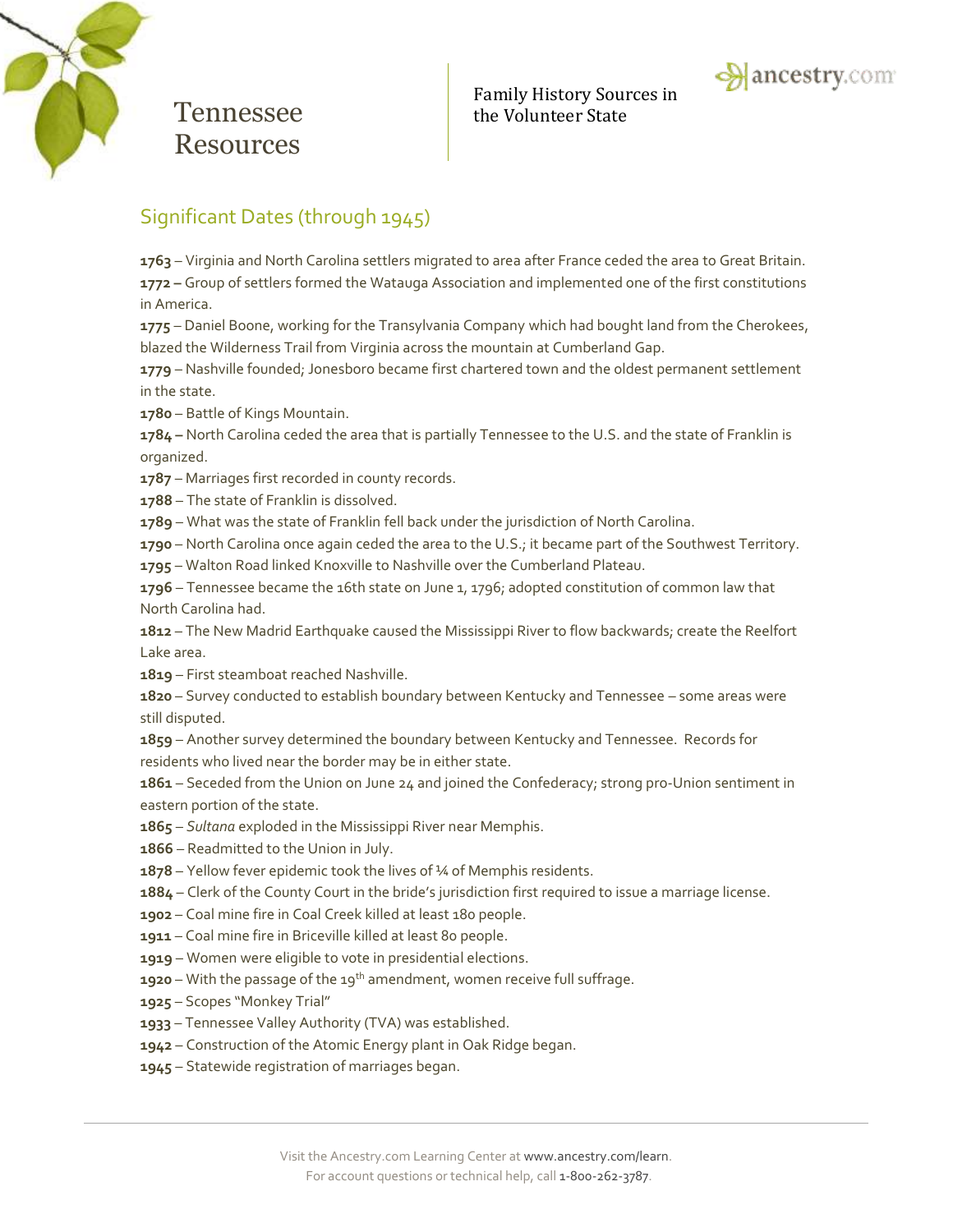# Tennessee Resources

Family History Sources in the Volunteer State

## Significant Dates (through 1945)

**1763** – Virginia and North Carolina settlers migrated to area after France ceded the area to Great Britain.

**1772 –** Group of settlers formed the Watauga Association and implemented one of the first constitutions in America.

**1775** – Daniel Boone, working for the Transylvania Company which had bought land from the Cherokees, blazed the Wilderness Trail from Virginia across the mountain at Cumberland Gap.

**1779** – Nashville founded; Jonesboro became first chartered town and the oldest permanent settlement in the state.

**1780** – Battle of Kings Mountain.

**1784 –** North Carolina ceded the area that is partially Tennessee to the U.S. and the state of Franklin is organized.

**1787** – Marriages first recorded in county records.

**1788** – The state of Franklin is dissolved.

**1789** – What was the state of Franklin fell back under the jurisdiction of North Carolina.

**1790** – North Carolina once again ceded the area to the U.S.; it became part of the Southwest Territory.

**1795** – Walton Road linked Knoxville to Nashville over the Cumberland Plateau.

**1796** – Tennessee became the 16th state on June 1, 1796; adopted constitution of common law that North Carolina had.

**1812** – The New Madrid Earthquake caused the Mississippi River to flow backwards; create the Reelfort Lake area.

**1819** – First steamboat reached Nashville.

**1820** – Survey conducted to establish boundary between Kentucky and Tennessee – some areas were still disputed.

**1859** – Another survey determined the boundary between Kentucky and Tennessee. Records for residents who lived near the border may be in either state.

**1861** – Seceded from the Union on June 24 and joined the Confederacy; strong pro-Union sentiment in eastern portion of the state.

**1865** – *Sultana* exploded in the Mississippi River near Memphis.

**1866** – Readmitted to the Union in July.

**1878** – Yellow fever epidemic took the lives of ¼ of Memphis residents.

**1884** – Clerk of the County Court in the bride's jurisdiction first required to issue a marriage license.

**1902** – Coal mine fire in Coal Creek killed at least 180 people.

**1911** – Coal mine fire in Briceville killed at least 80 people.

**1919** – Women were eligible to vote in presidential elections.

**1920** – With the passage of the 19th amendment, women receive full suffrage.

**1925** – Scopes "Monkey Trial"

**1933** – Tennessee Valley Authority (TVA) was established.

**1942** – Construction of the Atomic Energy plant in Oak Ridge began.

**1945** – Statewide registration of marriages began.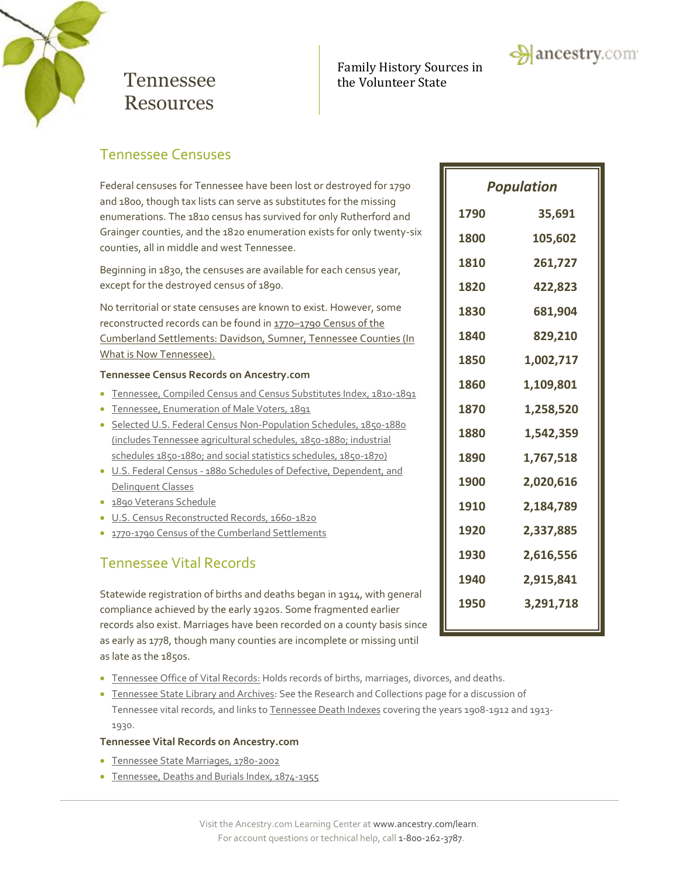# Tennessee Resources

Family History Sources in the Volunteer State

## Tennessee Censuses

Federal censuses for Tennessee have been lost or destroyed for 1790 and 1800, though tax lists can serve as substitutes for the missing enumerations. The 1810 census has survived for only Rutherford and Grainger counties, and the 1820 enumeration exists for only twenty-six counties, all in middle and west Tennessee.

Beginning in 1830, the censuses are available for each census year, except for the destroyed census of 1890.

No territorial or state censuses are known to exist. However, some reconstructed records can be found in 1770–1790 Census of the Cumberland Settlements: Davidson, Sumner, Tennessee Counties (In What is Now Tennessee).

| *Population* | |
|---|---|
| 1790 | 35,691 |
| 1800 | 105,602 |
| 1810 | 261,727 |
| 1820 | 422,823 |
| 1830 | 681,904 |
| 1840 | 829,210 |
| 1850 | 1,002,717 |
| 1860 | 1,109,801 |
| 1870 | 1,258,520 |
| 1880 | 1,542,359 |
| 1890 | 1,767,518 |
| 1900 | 2,020,616 |
| 1910 | 2,184,789 |
| 1920 | 2,337,885 |
| 1930 | 2,616,556 |
| 1940 | 2,915,841 |
| 1950 | 3,291,718 |

**Tennessee Census Records on Ancestry.com**

- Tennessee, Compiled Census and Census Substitutes Index, 1810-1891
- Tennessee, Enumeration of Male Voters, 1891
- Selected U.S. Federal Census Non-Population Schedules, 1850-1880 (includes Tennessee agricultural schedules, 1850-1880; industrial schedules 1850-1880; and social statistics schedules, 1850-1870)
- U.S. Federal Census - 1880 Schedules of Defective, Dependent, and Delinquent Classes
- 1890 Veterans Schedule
- U.S. Census Reconstructed Records, 1660-1820
- 1770-1790 Census of the Cumberland Settlements

## Tennessee Vital Records

Statewide registration of births and deaths began in 1914, with general compliance achieved by the early 1920s. Some fragmented earlier records also exist. Marriages have been recorded on a county basis since as early as 1778, though many counties are incomplete or missing until as late as the 1850s.

- Tennessee Office of Vital Records: Holds records of births, marriages, divorces, and deaths.
- Tennessee State Library and Archives: See the Research and Collections page for a discussion of Tennessee vital records, and links to Tennessee Death Indexes covering the years 1908-1912 and 1913-1930.

**Tennessee Vital Records on Ancestry.com**

- Tennessee State Marriages, 1780-2002
- Tennessee, Deaths and Burials Index, 1874-1955

Visit the Ancestry.com Learning Center at www.ancestry.com/learn.
For account questions or technical help, call 1-800-262-3787.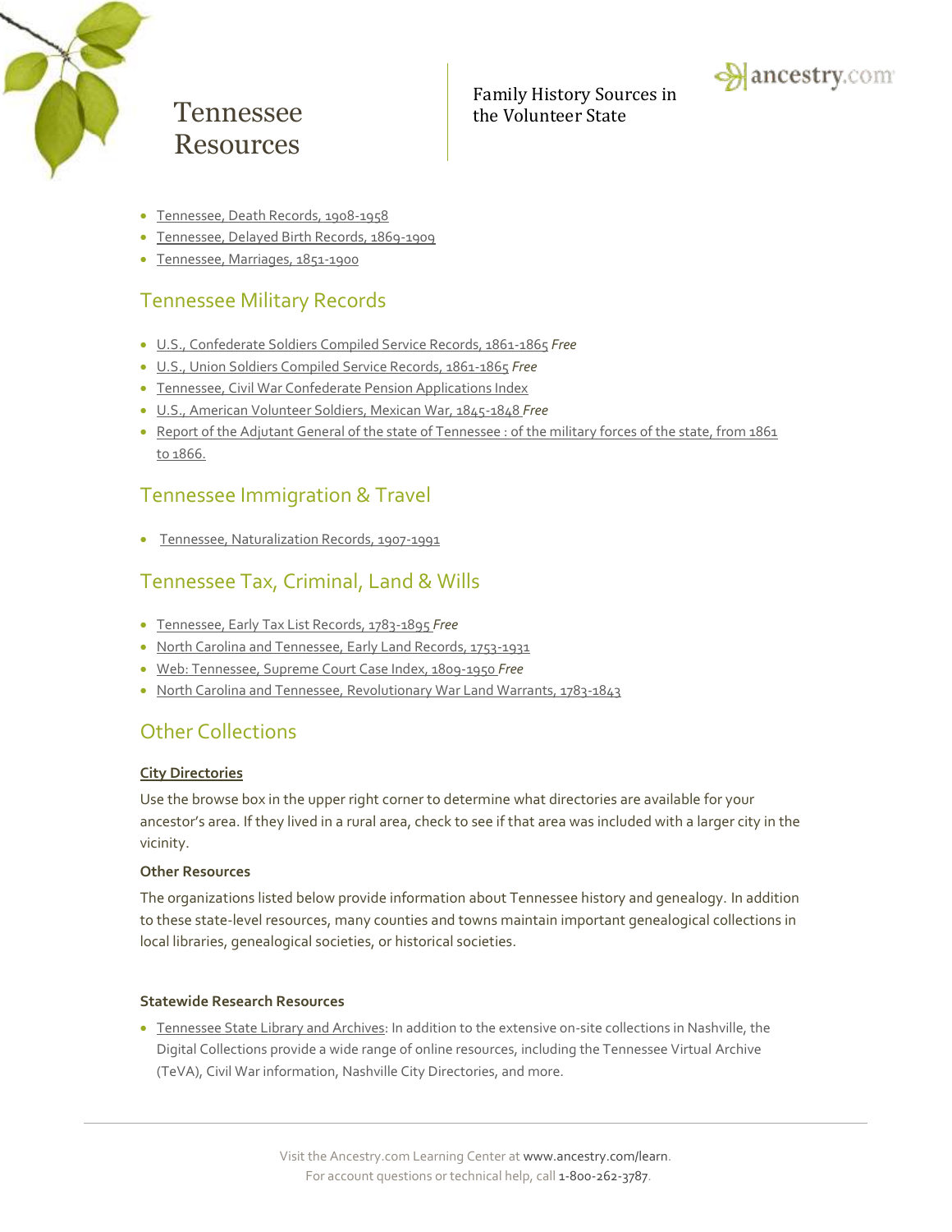- Tennessee, Death Records, 1908-1958
- Tennessee, Delayed Birth Records, 1869-1909
- Tennessee, Marriages, 1851-1900

## Tennessee Military Records

- U.S., Confederate Soldiers Compiled Service Records, 1861-1865 *Free*
- U.S., Union Soldiers Compiled Service Records, 1861-1865 *Free*
- Tennessee, Civil War Confederate Pension Applications Index
- U.S., American Volunteer Soldiers, Mexican War, 1845-1848 *Free*
- Report of the Adjutant General of the state of Tennessee : of the military forces of the state, from 1861 to 1866.

## Tennessee Immigration & Travel

- Tennessee, Naturalization Records, 1907-1991

## Tennessee Tax, Criminal, Land & Wills

- Tennessee, Early Tax List Records, 1783-1895 *Free*
- North Carolina and Tennessee, Early Land Records, 1753-1931
- Web: Tennessee, Supreme Court Case Index, 1809-1950 *Free*
- North Carolina and Tennessee, Revolutionary War Land Warrants, 1783-1843

## Other Collections

**City Directories**

Use the browse box in the upper right corner to determine what directories are available for your ancestor's area. If they lived in a rural area, check to see if that area was included with a larger city in the vicinity.

**Other Resources**

The organizations listed below provide information about Tennessee history and genealogy. In addition to these state-level resources, many counties and towns maintain important genealogical collections in local libraries, genealogical societies, or historical societies.

**Statewide Research Resources**

- Tennessee State Library and Archives: In addition to the extensive on-site collections in Nashville, the Digital Collections provide a wide range of online resources, including the Tennessee Virtual Archive (TeVA), Civil War information, Nashville City Directories, and more.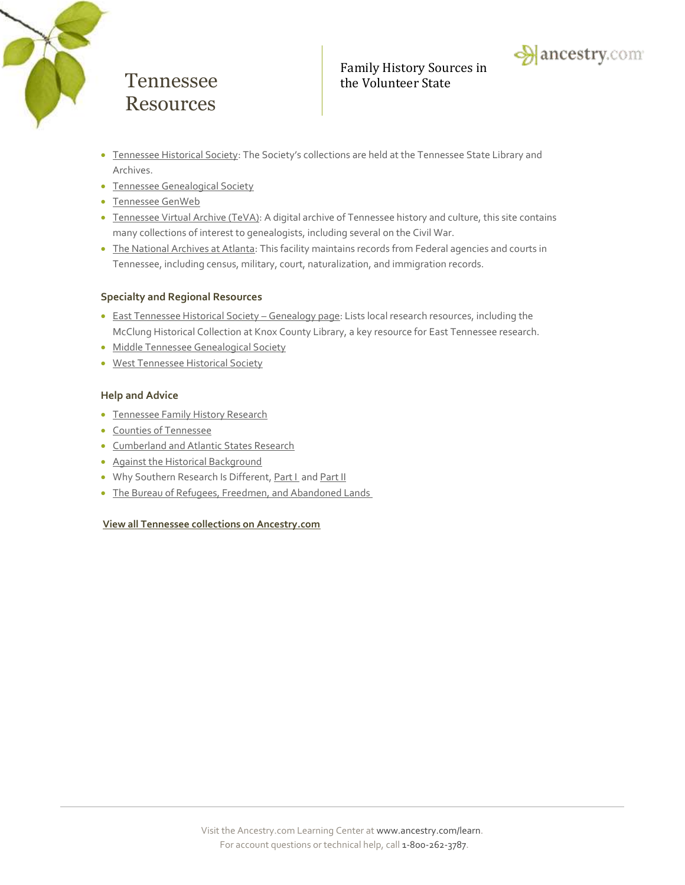# Tennessee Resources

Family History Sources in the Volunteer State

- Tennessee Historical Society: The Society's collections are held at the Tennessee State Library and Archives.
- Tennessee Genealogical Society
- Tennessee GenWeb
- Tennessee Virtual Archive (TeVA): A digital archive of Tennessee history and culture, this site contains many collections of interest to genealogists, including several on the Civil War.
- The National Archives at Atlanta: This facility maintains records from Federal agencies and courts in Tennessee, including census, military, court, naturalization, and immigration records.

### Specialty and Regional Resources

- East Tennessee Historical Society – Genealogy page: Lists local research resources, including the McClung Historical Collection at Knox County Library, a key resource for East Tennessee research.
- Middle Tennessee Genealogical Society
- West Tennessee Historical Society

### Help and Advice

- Tennessee Family History Research
- Counties of Tennessee
- Cumberland and Atlantic States Research
- Against the Historical Background
- Why Southern Research Is Different, Part I and Part II
- The Bureau of Refugees, Freedmen, and Abandoned Lands

**View all Tennessee collections on Ancestry.com**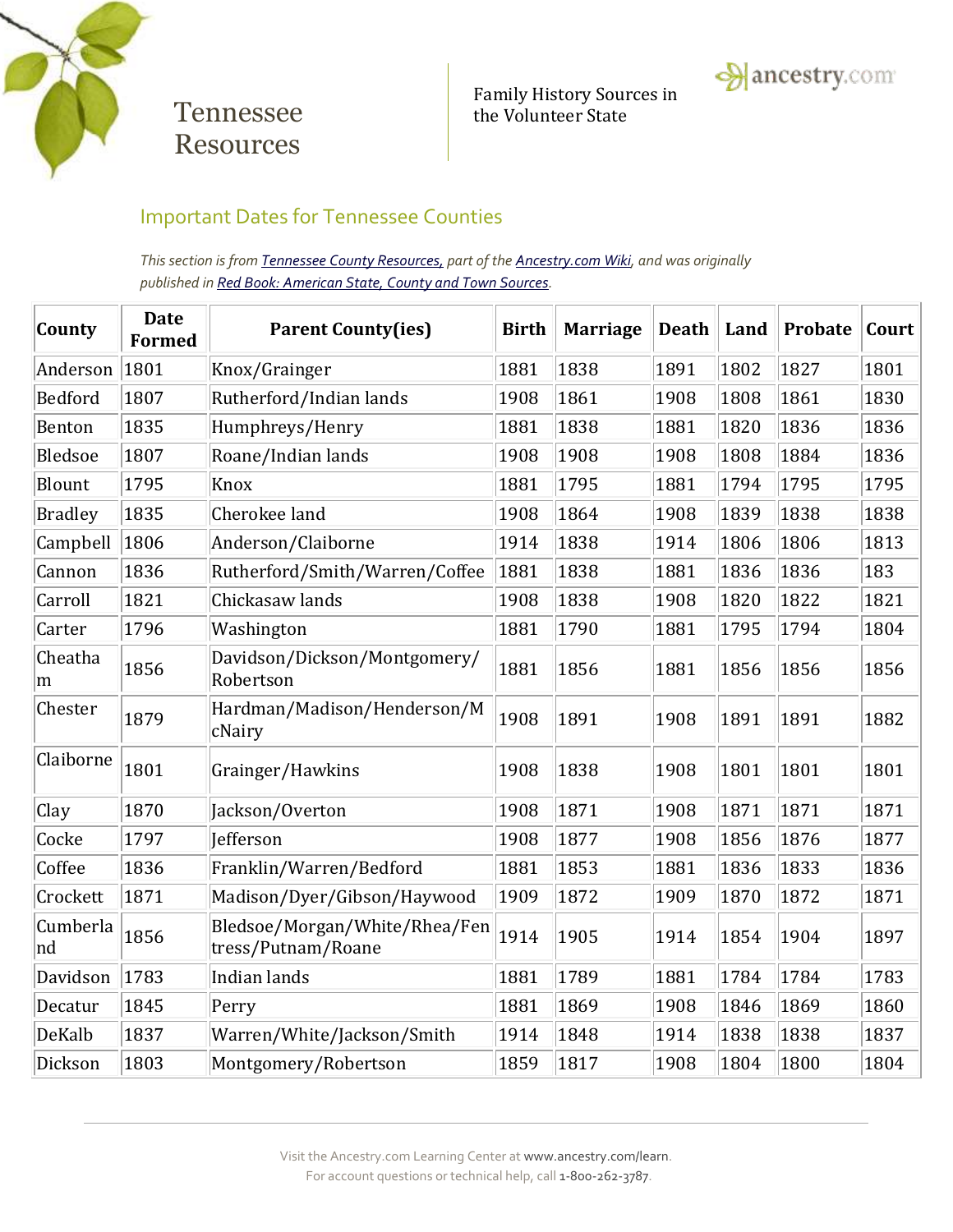# Tennessee Resources

Family History Sources in the Volunteer State

## Important Dates for Tennessee Counties

*This section is from Tennessee County Resources, part of the Ancestry.com Wiki, and was originally published in Red Book: American State, County and Town Sources.*

| County | Date Formed | Parent County(ies) | Birth | Marriage | Death | Land | Probate | Court |
|---|---|---|---|---|---|---|---|---|
| Anderson | 1801 | Knox/Grainger | 1881 | 1838 | 1891 | 1802 | 1827 | 1801 |
| Bedford | 1807 | Rutherford/Indian lands | 1908 | 1861 | 1908 | 1808 | 1861 | 1830 |
| Benton | 1835 | Humphreys/Henry | 1881 | 1838 | 1881 | 1820 | 1836 | 1836 |
| Bledsoe | 1807 | Roane/Indian lands | 1908 | 1908 | 1908 | 1808 | 1884 | 1836 |
| Blount | 1795 | Knox | 1881 | 1795 | 1881 | 1794 | 1795 | 1795 |
| Bradley | 1835 | Cherokee land | 1908 | 1864 | 1908 | 1839 | 1838 | 1838 |
| Campbell | 1806 | Anderson/Claiborne | 1914 | 1838 | 1914 | 1806 | 1806 | 1813 |
| Cannon | 1836 | Rutherford/Smith/Warren/Coffee | 1881 | 1838 | 1881 | 1836 | 1836 | 183 |
| Carroll | 1821 | Chickasaw lands | 1908 | 1838 | 1908 | 1820 | 1822 | 1821 |
| Carter | 1796 | Washington | 1881 | 1790 | 1881 | 1795 | 1794 | 1804 |
| Cheatham | 1856 | Davidson/Dickson/Montgomery/Robertson | 1881 | 1856 | 1881 | 1856 | 1856 | 1856 |
| Chester | 1879 | Hardman/Madison/Henderson/McNairy | 1908 | 1891 | 1908 | 1891 | 1891 | 1882 |
| Claiborne | 1801 | Grainger/Hawkins | 1908 | 1838 | 1908 | 1801 | 1801 | 1801 |
| Clay | 1870 | Jackson/Overton | 1908 | 1871 | 1908 | 1871 | 1871 | 1871 |
| Cocke | 1797 | Jefferson | 1908 | 1877 | 1908 | 1856 | 1876 | 1877 |
| Coffee | 1836 | Franklin/Warren/Bedford | 1881 | 1853 | 1881 | 1836 | 1833 | 1836 |
| Crockett | 1871 | Madison/Dyer/Gibson/Haywood | 1909 | 1872 | 1909 | 1870 | 1872 | 1871 |
| Cumberland | 1856 | Bledsoe/Morgan/White/Rhea/Fentress/Putnam/Roane | 1914 | 1905 | 1914 | 1854 | 1904 | 1897 |
| Davidson | 1783 | Indian lands | 1881 | 1789 | 1881 | 1784 | 1784 | 1783 |
| Decatur | 1845 | Perry | 1881 | 1869 | 1908 | 1846 | 1869 | 1860 |
| DeKalb | 1837 | Warren/White/Jackson/Smith | 1914 | 1848 | 1914 | 1838 | 1838 | 1837 |
| Dickson | 1803 | Montgomery/Robertson | 1859 | 1817 | 1908 | 1804 | 1800 | 1804 |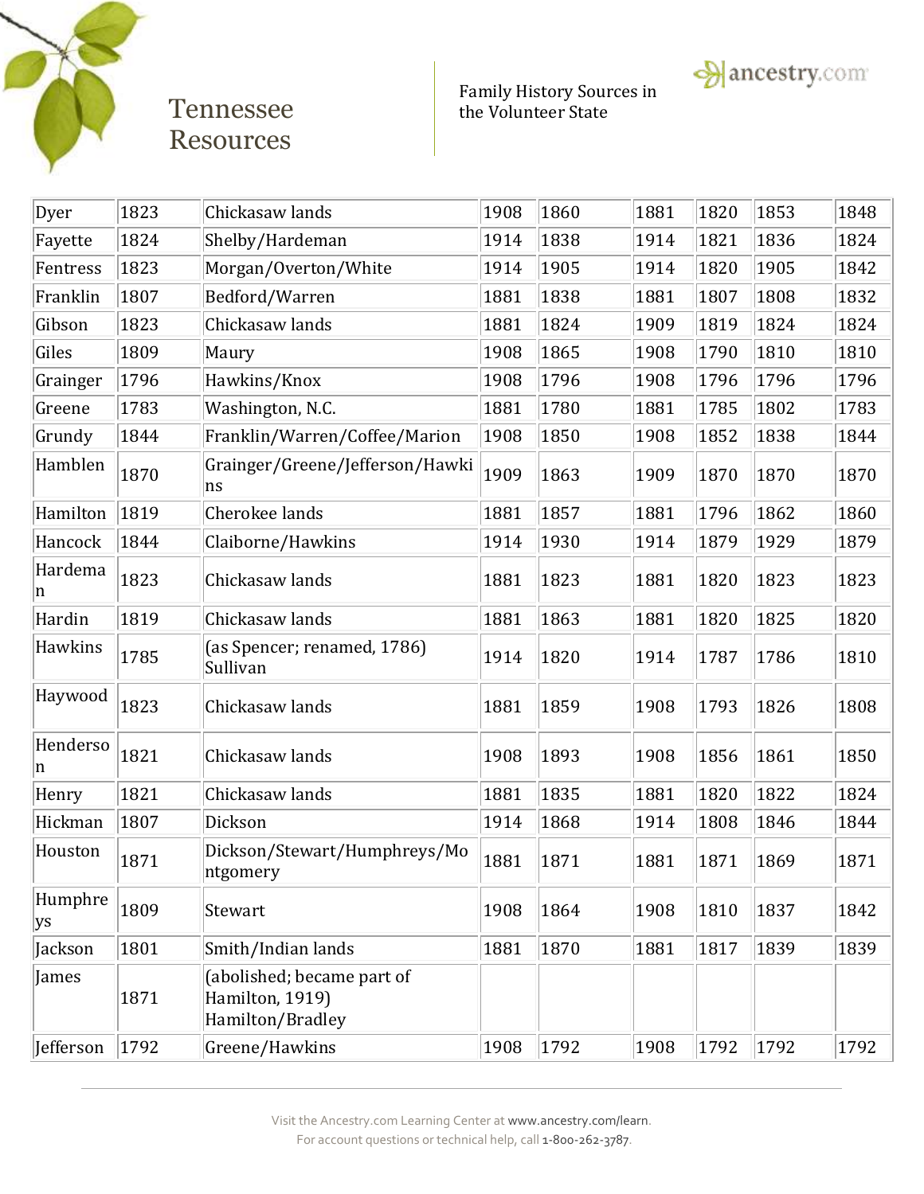| | | | | | | | | |
|---|---|---|---|---|---|---|---|---|
| Dyer | 1823 | Chickasaw lands | 1908 | 1860 | 1881 | 1820 | 1853 | 1848 |
| Fayette | 1824 | Shelby/Hardeman | 1914 | 1838 | 1914 | 1821 | 1836 | 1824 |
| Fentress | 1823 | Morgan/Overton/White | 1914 | 1905 | 1914 | 1820 | 1905 | 1842 |
| Franklin | 1807 | Bedford/Warren | 1881 | 1838 | 1881 | 1807 | 1808 | 1832 |
| Gibson | 1823 | Chickasaw lands | 1881 | 1824 | 1909 | 1819 | 1824 | 1824 |
| Giles | 1809 | Maury | 1908 | 1865 | 1908 | 1790 | 1810 | 1810 |
| Grainger | 1796 | Hawkins/Knox | 1908 | 1796 | 1908 | 1796 | 1796 | 1796 |
| Greene | 1783 | Washington, N.C. | 1881 | 1780 | 1881 | 1785 | 1802 | 1783 |
| Grundy | 1844 | Franklin/Warren/Coffee/Marion | 1908 | 1850 | 1908 | 1852 | 1838 | 1844 |
| Hamblen | 1870 | Grainger/Greene/Jefferson/Hawkins | 1909 | 1863 | 1909 | 1870 | 1870 | 1870 |
| Hamilton | 1819 | Cherokee lands | 1881 | 1857 | 1881 | 1796 | 1862 | 1860 |
| Hancock | 1844 | Claiborne/Hawkins | 1914 | 1930 | 1914 | 1879 | 1929 | 1879 |
| Hardeman | 1823 | Chickasaw lands | 1881 | 1823 | 1881 | 1820 | 1823 | 1823 |
| Hardin | 1819 | Chickasaw lands | 1881 | 1863 | 1881 | 1820 | 1825 | 1820 |
| Hawkins | 1785 | (as Spencer; renamed, 1786) Sullivan | 1914 | 1820 | 1914 | 1787 | 1786 | 1810 |
| Haywood | 1823 | Chickasaw lands | 1881 | 1859 | 1908 | 1793 | 1826 | 1808 |
| Henderson | 1821 | Chickasaw lands | 1908 | 1893 | 1908 | 1856 | 1861 | 1850 |
| Henry | 1821 | Chickasaw lands | 1881 | 1835 | 1881 | 1820 | 1822 | 1824 |
| Hickman | 1807 | Dickson | 1914 | 1868 | 1914 | 1808 | 1846 | 1844 |
| Houston | 1871 | Dickson/Stewart/Humphreys/Montgomery | 1881 | 1871 | 1881 | 1871 | 1869 | 1871 |
| Humphreys | 1809 | Stewart | 1908 | 1864 | 1908 | 1810 | 1837 | 1842 |
| Jackson | 1801 | Smith/Indian lands | 1881 | 1870 | 1881 | 1817 | 1839 | 1839 |
| James | 1871 | (abolished; became part of Hamilton, 1919) Hamilton/Bradley | | | | | | |
| Jefferson | 1792 | Greene/Hawkins | 1908 | 1792 | 1908 | 1792 | 1792 | 1792 |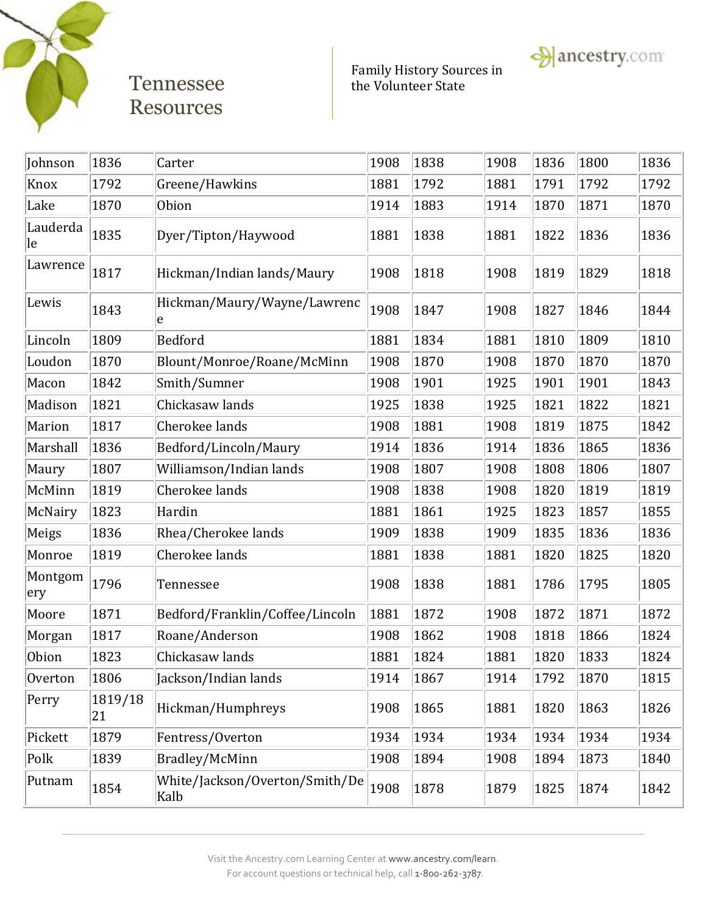| | | | | | | | | |
|---|---|---|---|---|---|---|---|---|
| Johnson | 1836 | Carter | 1908 | 1838 | 1908 | 1836 | 1800 | 1836 |
| Knox | 1792 | Greene/Hawkins | 1881 | 1792 | 1881 | 1791 | 1792 | 1792 |
| Lake | 1870 | Obion | 1914 | 1883 | 1914 | 1870 | 1871 | 1870 |
| Lauderdale | 1835 | Dyer/Tipton/Haywood | 1881 | 1838 | 1881 | 1822 | 1836 | 1836 |
| Lawrence | 1817 | Hickman/Indian lands/Maury | 1908 | 1818 | 1908 | 1819 | 1829 | 1818 |
| Lewis | 1843 | Hickman/Maury/Wayne/Lawrence | 1908 | 1847 | 1908 | 1827 | 1846 | 1844 |
| Lincoln | 1809 | Bedford | 1881 | 1834 | 1881 | 1810 | 1809 | 1810 |
| Loudon | 1870 | Blount/Monroe/Roane/McMinn | 1908 | 1870 | 1908 | 1870 | 1870 | 1870 |
| Macon | 1842 | Smith/Sumner | 1908 | 1901 | 1925 | 1901 | 1901 | 1843 |
| Madison | 1821 | Chickasaw lands | 1925 | 1838 | 1925 | 1821 | 1822 | 1821 |
| Marion | 1817 | Cherokee lands | 1908 | 1881 | 1908 | 1819 | 1875 | 1842 |
| Marshall | 1836 | Bedford/Lincoln/Maury | 1914 | 1836 | 1914 | 1836 | 1865 | 1836 |
| Maury | 1807 | Williamson/Indian lands | 1908 | 1807 | 1908 | 1808 | 1806 | 1807 |
| McMinn | 1819 | Cherokee lands | 1908 | 1838 | 1908 | 1820 | 1819 | 1819 |
| McNairy | 1823 | Hardin | 1881 | 1861 | 1925 | 1823 | 1857 | 1855 |
| Meigs | 1836 | Rhea/Cherokee lands | 1909 | 1838 | 1909 | 1835 | 1836 | 1836 |
| Monroe | 1819 | Cherokee lands | 1881 | 1838 | 1881 | 1820 | 1825 | 1820 |
| Montgomery | 1796 | Tennessee | 1908 | 1838 | 1881 | 1786 | 1795 | 1805 |
| Moore | 1871 | Bedford/Franklin/Coffee/Lincoln | 1881 | 1872 | 1908 | 1872 | 1871 | 1872 |
| Morgan | 1817 | Roane/Anderson | 1908 | 1862 | 1908 | 1818 | 1866 | 1824 |
| Obion | 1823 | Chickasaw lands | 1881 | 1824 | 1881 | 1820 | 1833 | 1824 |
| Overton | 1806 | Jackson/Indian lands | 1914 | 1867 | 1914 | 1792 | 1870 | 1815 |
| Perry | 1819/1821 | Hickman/Humphreys | 1908 | 1865 | 1881 | 1820 | 1863 | 1826 |
| Pickett | 1879 | Fentress/Overton | 1934 | 1934 | 1934 | 1934 | 1934 | 1934 |
| Polk | 1839 | Bradley/McMinn | 1908 | 1894 | 1908 | 1894 | 1873 | 1840 |
| Putnam | 1854 | White/Jackson/Overton/Smith/DeKalb | 1908 | 1878 | 1879 | 1825 | 1874 | 1842 |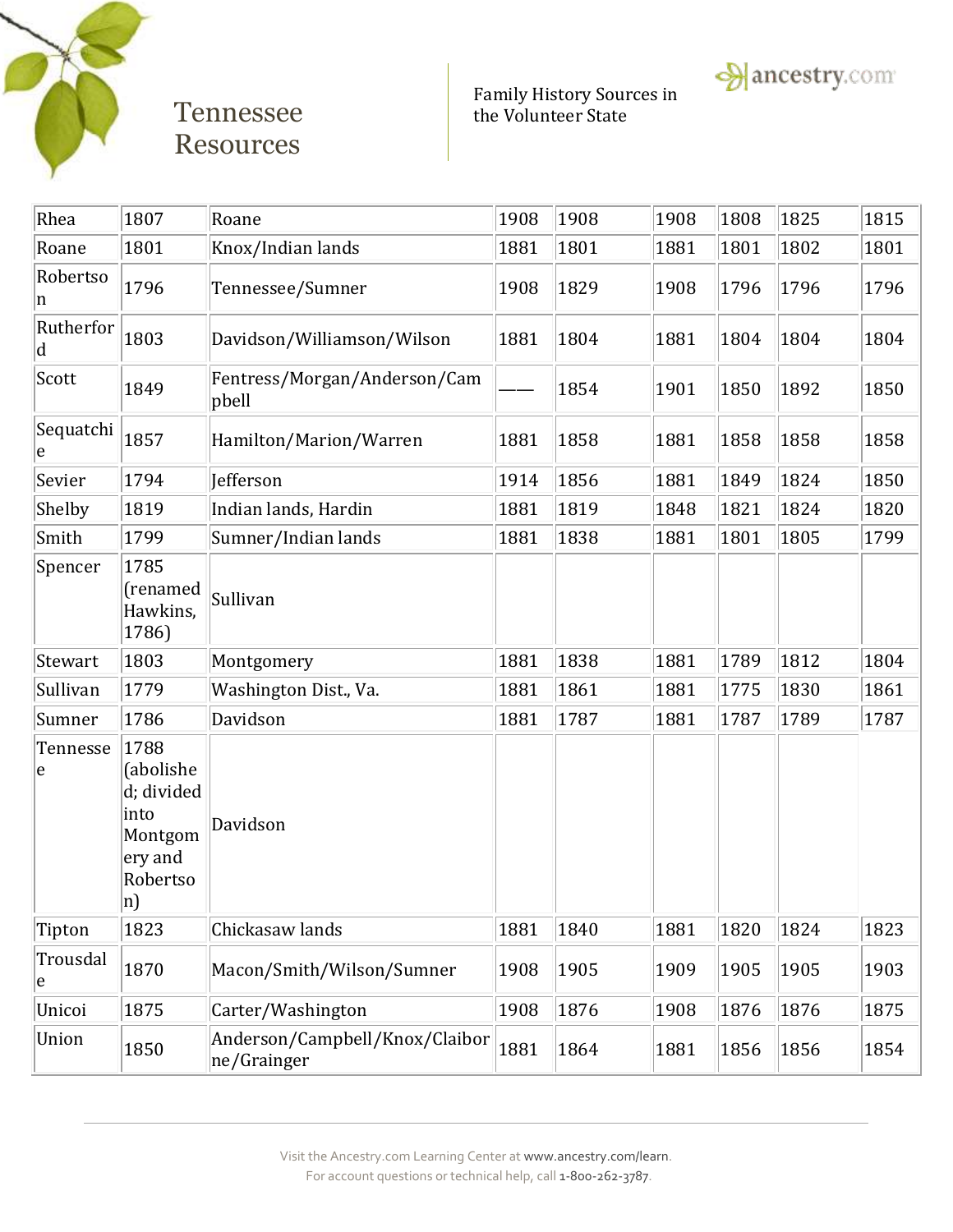# Tennessee Resources

Family History Sources in the Volunteer State

| Rhea | 1807 | Roane | 1908 | 1908 | 1908 | 1808 | 1825 | 1815 |
|---|---|---|---|---|---|---|---|---|
| Roane | 1801 | Knox/Indian lands | 1881 | 1801 | 1881 | 1801 | 1802 | 1801 |
| Robertson | 1796 | Tennessee/Sumner | 1908 | 1829 | 1908 | 1796 | 1796 | 1796 |
| Rutherford | 1803 | Davidson/Williamson/Wilson | 1881 | 1804 | 1881 | 1804 | 1804 | 1804 |
| Scott | 1849 | Fentress/Morgan/Anderson/Campbell | —— | 1854 | 1901 | 1850 | 1892 | 1850 |
| Sequatchie | 1857 | Hamilton/Marion/Warren | 1881 | 1858 | 1881 | 1858 | 1858 | 1858 |
| Sevier | 1794 | Jefferson | 1914 | 1856 | 1881 | 1849 | 1824 | 1850 |
| Shelby | 1819 | Indian lands, Hardin | 1881 | 1819 | 1848 | 1821 | 1824 | 1820 |
| Smith | 1799 | Sumner/Indian lands | 1881 | 1838 | 1881 | 1801 | 1805 | 1799 |
| Spencer | 1785 (renamed Hawkins, 1786) | Sullivan | | | | | | |
| Stewart | 1803 | Montgomery | 1881 | 1838 | 1881 | 1789 | 1812 | 1804 |
| Sullivan | 1779 | Washington Dist., Va. | 1881 | 1861 | 1881 | 1775 | 1830 | 1861 |
| Sumner | 1786 | Davidson | 1881 | 1787 | 1881 | 1787 | 1789 | 1787 |
| Tennessee | 1788 (abolished; divided into Montgomery and Robertson) | Davidson | | | | | | |
| Tipton | 1823 | Chickasaw lands | 1881 | 1840 | 1881 | 1820 | 1824 | 1823 |
| Trousdale | 1870 | Macon/Smith/Wilson/Sumner | 1908 | 1905 | 1909 | 1905 | 1905 | 1903 |
| Unicoi | 1875 | Carter/Washington | 1908 | 1876 | 1908 | 1876 | 1876 | 1875 |
| Union | 1850 | Anderson/Campbell/Knox/Claiborne/Grainger | 1881 | 1864 | 1881 | 1856 | 1856 | 1854 |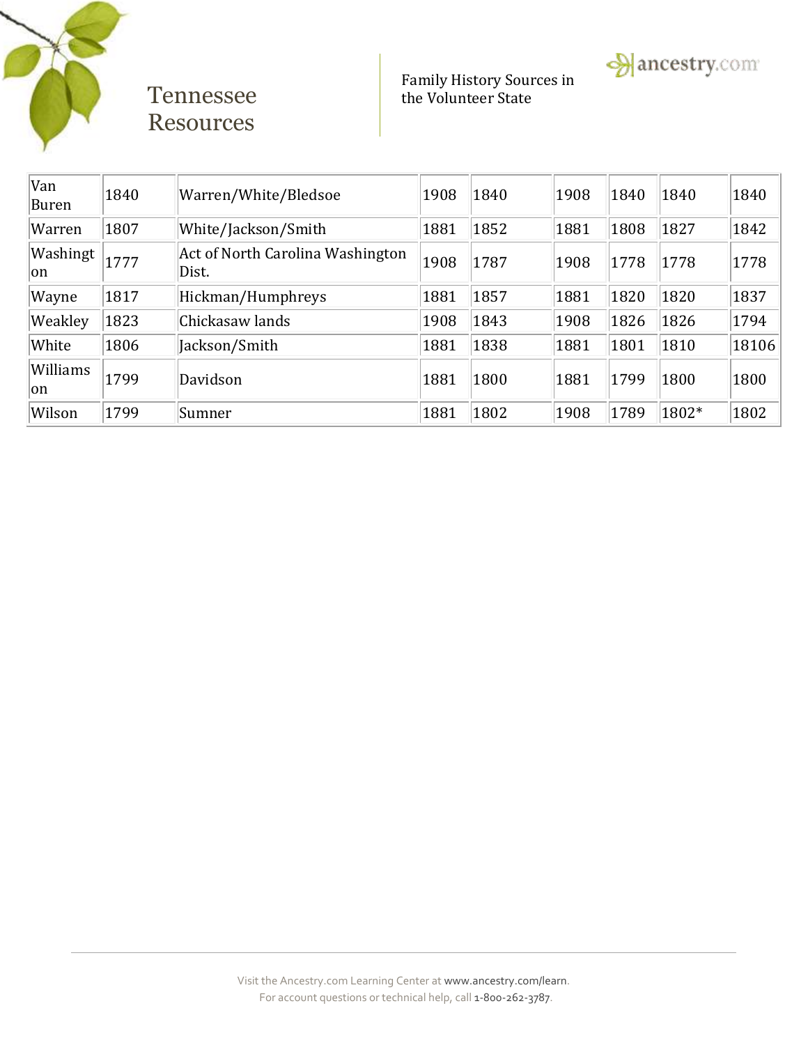| | | | | | | | | |
|---|---|---|---|---|---|---|---|---|
| Van Buren | 1840 | Warren/White/Bledsoe | 1908 | 1840 | 1908 | 1840 | 1840 | 1840 |
| Warren | 1807 | White/Jackson/Smith | 1881 | 1852 | 1881 | 1808 | 1827 | 1842 |
| Washington | 1777 | Act of North Carolina Washington Dist. | 1908 | 1787 | 1908 | 1778 | 1778 | 1778 |
| Wayne | 1817 | Hickman/Humphreys | 1881 | 1857 | 1881 | 1820 | 1820 | 1837 |
| Weakley | 1823 | Chickasaw lands | 1908 | 1843 | 1908 | 1826 | 1826 | 1794 |
| White | 1806 | Jackson/Smith | 1881 | 1838 | 1881 | 1801 | 1810 | 18106 |
| Williamson | 1799 | Davidson | 1881 | 1800 | 1881 | 1799 | 1800 | 1800 |
| Wilson | 1799 | Sumner | 1881 | 1802 | 1908 | 1789 | 1802* | 1802 |